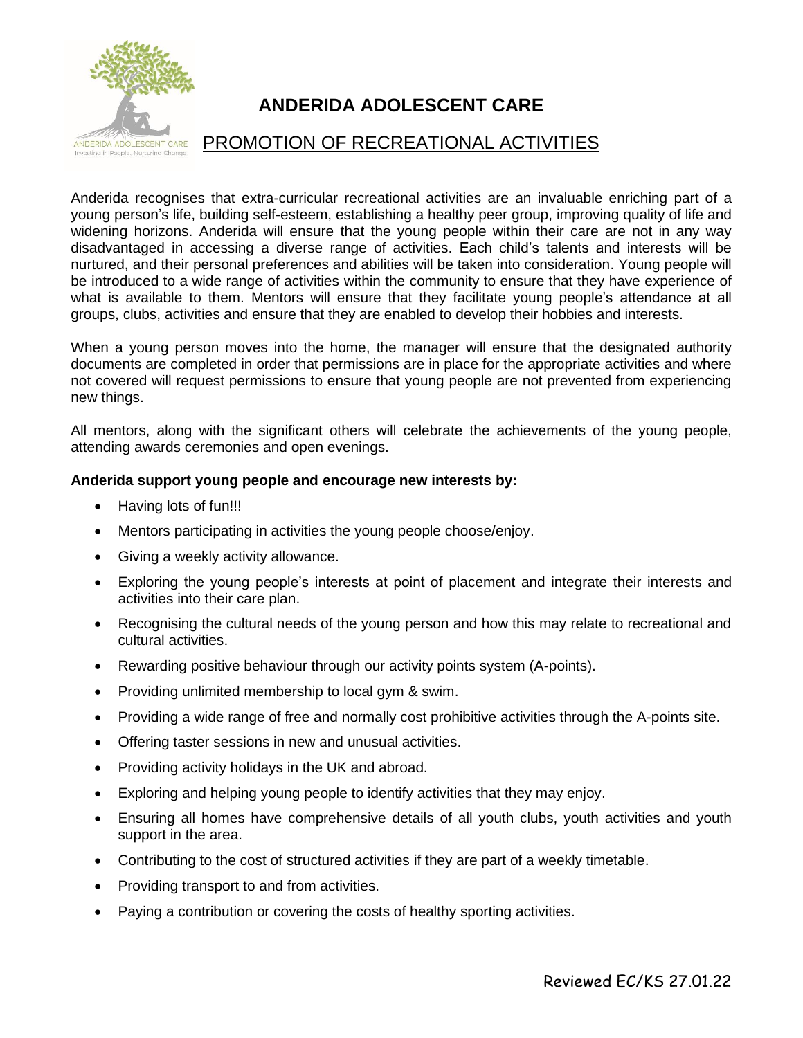# ANDERIDA ADOLESCENT CARE

## PROMOTION OF RECREATIONAL ACTIVITIES

Anderida recognises that extra-curricular recreational activities are an invaluable enriching part of a young person's life, building self-esteem, establishing a healthy peer group, improving quality of life and widening horizons. Anderida will ensure that the young people within their care are not in any way disadvantaged in accessing a diverse range of activities. Each child's talents and interests will be nurtured, and their personal preferences and abilities will be taken into consideration. Young people will be introduced to a wide range of activities within the community to ensure that they have experience of what is available to them. Mentors will ensure that they facilitate young people's attendance at all groups, clubs, activities and ensure that they are enabled to develop their hobbies and interests.

When a young person moves into the home, the manager will ensure that the designated authority documents are completed in order that permissions are in place for the appropriate activities and where not covered will request permissions to ensure that young people are not prevented from experiencing new things.

All mentors, along with the significant others will celebrate the achievements of the young people, attending awards ceremonies and open evenings.

**Anderida support young people and encourage new interests by:**

- Having lots of fun!!!
- Mentors participating in activities the young people choose/enjoy.
- Giving a weekly activity allowance.
- Exploring the young people's interests at point of placement and integrate their interests and activities into their care plan.
- Recognising the cultural needs of the young person and how this may relate to recreational and cultural activities.
- Rewarding positive behaviour through our activity points system (A-points).
- Providing unlimited membership to local gym & swim.
- Providing a wide range of free and normally cost prohibitive activities through the A-points site.
- Offering taster sessions in new and unusual activities.
- Providing activity holidays in the UK and abroad.
- Exploring and helping young people to identify activities that they may enjoy.
- Ensuring all homes have comprehensive details of all youth clubs, youth activities and youth support in the area.
- Contributing to the cost of structured activities if they are part of a weekly timetable.
- Providing transport to and from activities.
- Paying a contribution or covering the costs of healthy sporting activities.

Reviewed EC/KS 27.01.22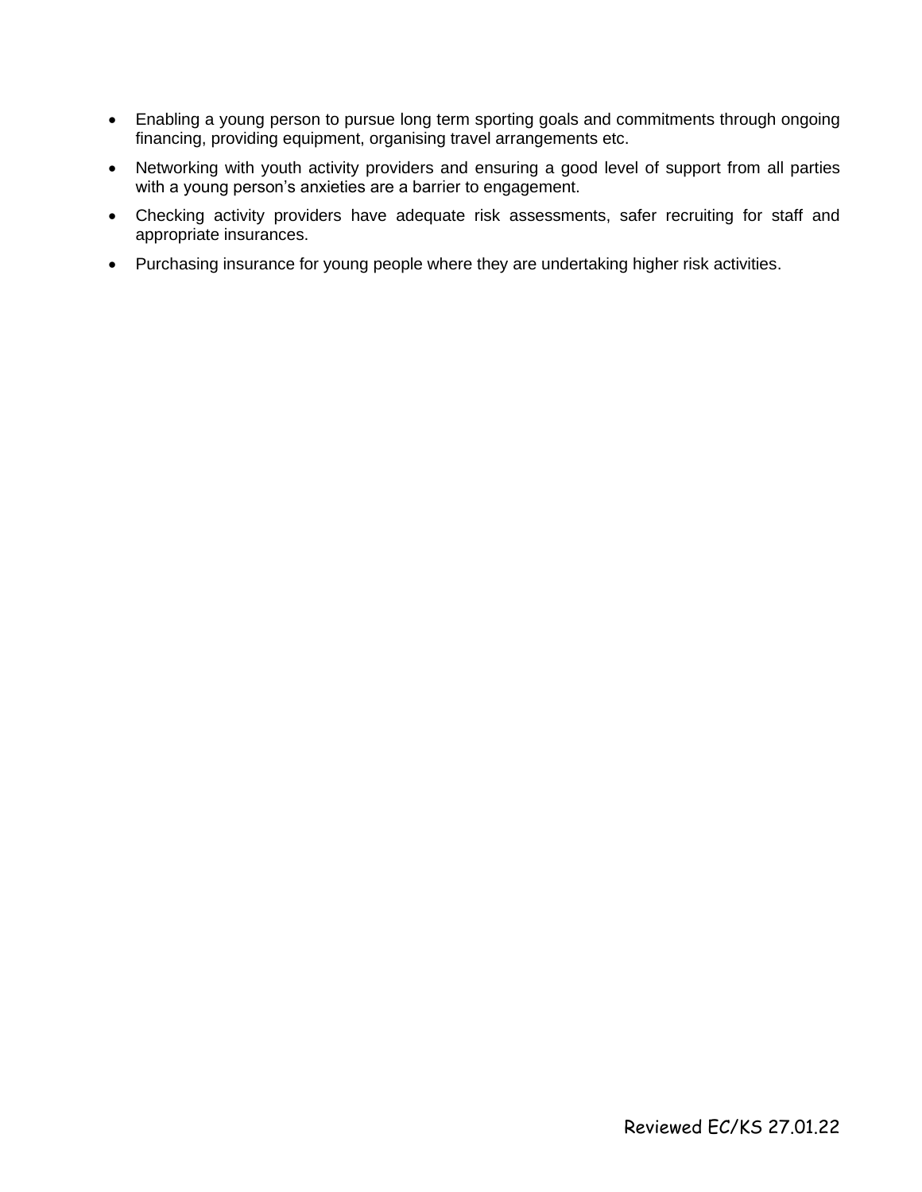- Enabling a young person to pursue long term sporting goals and commitments through ongoing financing, providing equipment, organising travel arrangements etc.
- Networking with youth activity providers and ensuring a good level of support from all parties with a young person's anxieties are a barrier to engagement.
- Checking activity providers have adequate risk assessments, safer recruiting for staff and appropriate insurances.
- Purchasing insurance for young people where they are undertaking higher risk activities.

Reviewed EC/KS 27.01.22